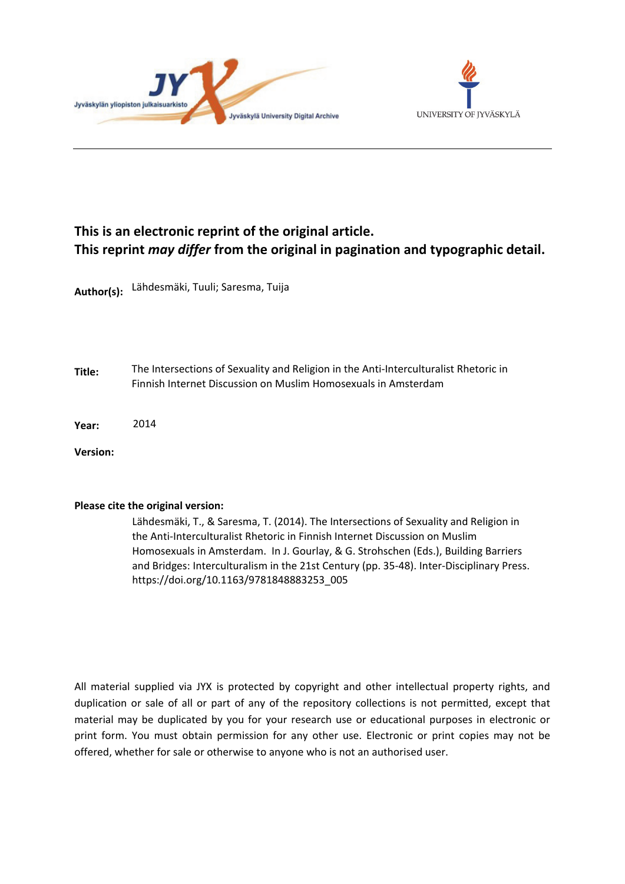**This is an electronic reprint of the original article.**
**This reprint *may differ* from the original in pagination and typographic detail.**

**Author(s):** Lähdesmäki, Tuuli; Saresma, Tuija

**Title:** The Intersections of Sexuality and Religion in the Anti-Interculturalist Rhetoric in Finnish Internet Discussion on Muslim Homosexuals in Amsterdam

**Year:** 2014

**Version:**

**Please cite the original version:**

Lähdesmäki, T., & Saresma, T. (2014). The Intersections of Sexuality and Religion in the Anti-Interculturalist Rhetoric in Finnish Internet Discussion on Muslim Homosexuals in Amsterdam. In J. Gourlay, & G. Strohschen (Eds.), Building Barriers and Bridges: Interculturalism in the 21st Century (pp. 35-48). Inter-Disciplinary Press. https://doi.org/10.1163/9781848883253_005

All material supplied via JYX is protected by copyright and other intellectual property rights, and duplication or sale of all or part of any of the repository collections is not permitted, except that material may be duplicated by you for your research use or educational purposes in electronic or print form. You must obtain permission for any other use. Electronic or print copies may not be offered, whether for sale or otherwise to anyone who is not an authorised user.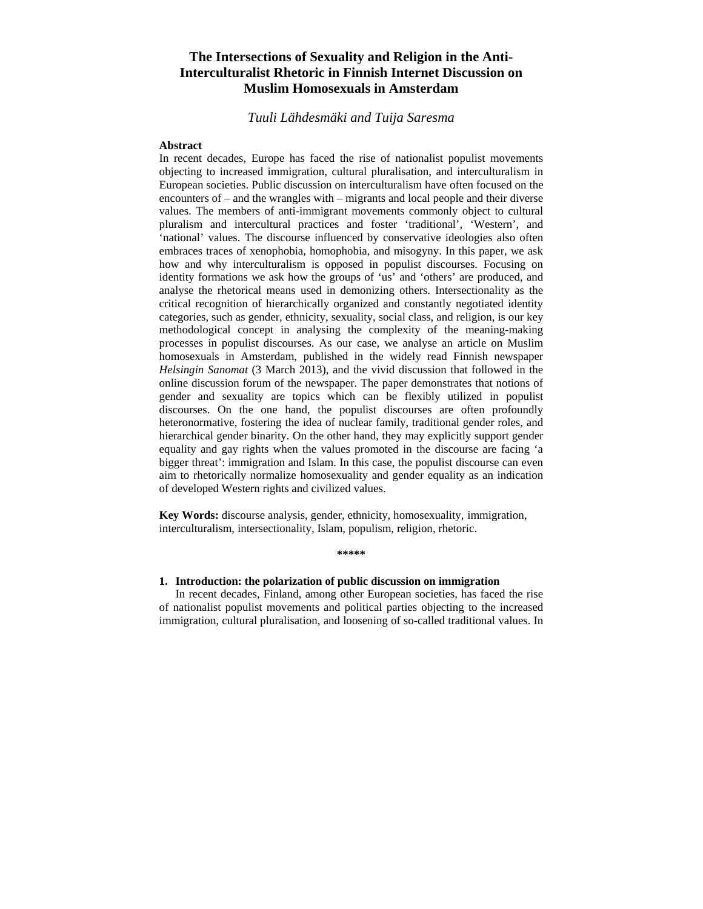# The Intersections of Sexuality and Religion in the Anti-Interculturalist Rhetoric in Finnish Internet Discussion on Muslim Homosexuals in Amsterdam

*Tuuli Lähdesmäki and Tuija Saresma*

**Abstract**

In recent decades, Europe has faced the rise of nationalist populist movements objecting to increased immigration, cultural pluralisation, and interculturalism in European societies. Public discussion on interculturalism have often focused on the encounters of – and the wrangles with – migrants and local people and their diverse values. The members of anti-immigrant movements commonly object to cultural pluralism and intercultural practices and foster 'traditional', 'Western', and 'national' values. The discourse influenced by conservative ideologies also often embraces traces of xenophobia, homophobia, and misogyny. In this paper, we ask how and why interculturalism is opposed in populist discourses. Focusing on identity formations we ask how the groups of 'us' and 'others' are produced, and analyse the rhetorical means used in demonizing others. Intersectionality as the critical recognition of hierarchically organized and constantly negotiated identity categories, such as gender, ethnicity, sexuality, social class, and religion, is our key methodological concept in analysing the complexity of the meaning-making processes in populist discourses. As our case, we analyse an article on Muslim homosexuals in Amsterdam, published in the widely read Finnish newspaper *Helsingin Sanomat* (3 March 2013), and the vivid discussion that followed in the online discussion forum of the newspaper. The paper demonstrates that notions of gender and sexuality are topics which can be flexibly utilized in populist discourses. On the one hand, the populist discourses are often profoundly heteronormative, fostering the idea of nuclear family, traditional gender roles, and hierarchical gender binarity. On the other hand, they may explicitly support gender equality and gay rights when the values promoted in the discourse are facing 'a bigger threat': immigration and Islam. In this case, the populist discourse can even aim to rhetorically normalize homosexuality and gender equality as an indication of developed Western rights and civilized values.

**Key Words:** discourse analysis, gender, ethnicity, homosexuality, immigration, interculturalism, intersectionality, Islam, populism, religion, rhetoric.

*****

## 1. Introduction: the polarization of public discussion on immigration

In recent decades, Finland, among other European societies, has faced the rise of nationalist populist movements and political parties objecting to the increased immigration, cultural pluralisation, and loosening of so-called traditional values. In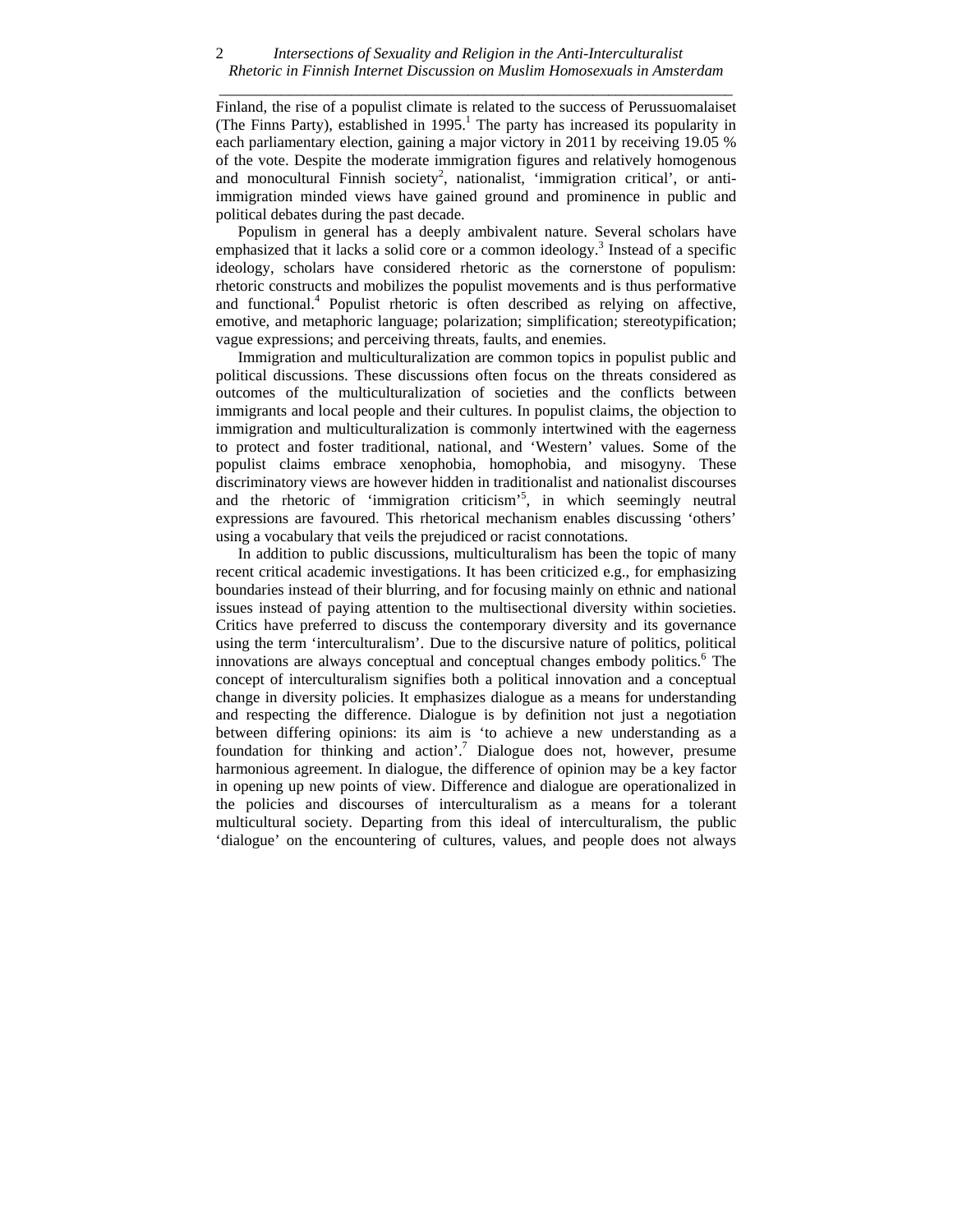Finland, the rise of a populist climate is related to the success of Perussuomalaiset (The Finns Party), established in 1995.[1] The party has increased its popularity in each parliamentary election, gaining a major victory in 2011 by receiving 19.05 % of the vote. Despite the moderate immigration figures and relatively homogenous and monocultural Finnish society[2], nationalist, 'immigration critical', or anti-immigration minded views have gained ground and prominence in public and political debates during the past decade.

Populism in general has a deeply ambivalent nature. Several scholars have emphasized that it lacks a solid core or a common ideology.[3] Instead of a specific ideology, scholars have considered rhetoric as the cornerstone of populism: rhetoric constructs and mobilizes the populist movements and is thus performative and functional.[4] Populist rhetoric is often described as relying on affective, emotive, and metaphoric language; polarization; simplification; stereotypification; vague expressions; and perceiving threats, faults, and enemies.

Immigration and multiculturalization are common topics in populist public and political discussions. These discussions often focus on the threats considered as outcomes of the multiculturalization of societies and the conflicts between immigrants and local people and their cultures. In populist claims, the objection to immigration and multiculturalization is commonly intertwined with the eagerness to protect and foster traditional, national, and 'Western' values. Some of the populist claims embrace xenophobia, homophobia, and misogyny. These discriminatory views are however hidden in traditionalist and nationalist discourses and the rhetoric of 'immigration criticism'[5], in which seemingly neutral expressions are favoured. This rhetorical mechanism enables discussing 'others' using a vocabulary that veils the prejudiced or racist connotations.

In addition to public discussions, multiculturalism has been the topic of many recent critical academic investigations. It has been criticized e.g., for emphasizing boundaries instead of their blurring, and for focusing mainly on ethnic and national issues instead of paying attention to the multisectional diversity within societies. Critics have preferred to discuss the contemporary diversity and its governance using the term 'interculturalism'. Due to the discursive nature of politics, political innovations are always conceptual and conceptual changes embody politics.[6] The concept of interculturalism signifies both a political innovation and a conceptual change in diversity policies. It emphasizes dialogue as a means for understanding and respecting the difference. Dialogue is by definition not just a negotiation between differing opinions: its aim is 'to achieve a new understanding as a foundation for thinking and action'.[7] Dialogue does not, however, presume harmonious agreement. In dialogue, the difference of opinion may be a key factor in opening up new points of view. Difference and dialogue are operationalized in the policies and discourses of interculturalism as a means for a tolerant multicultural society. Departing from this ideal of interculturalism, the public 'dialogue' on the encountering of cultures, values, and people does not always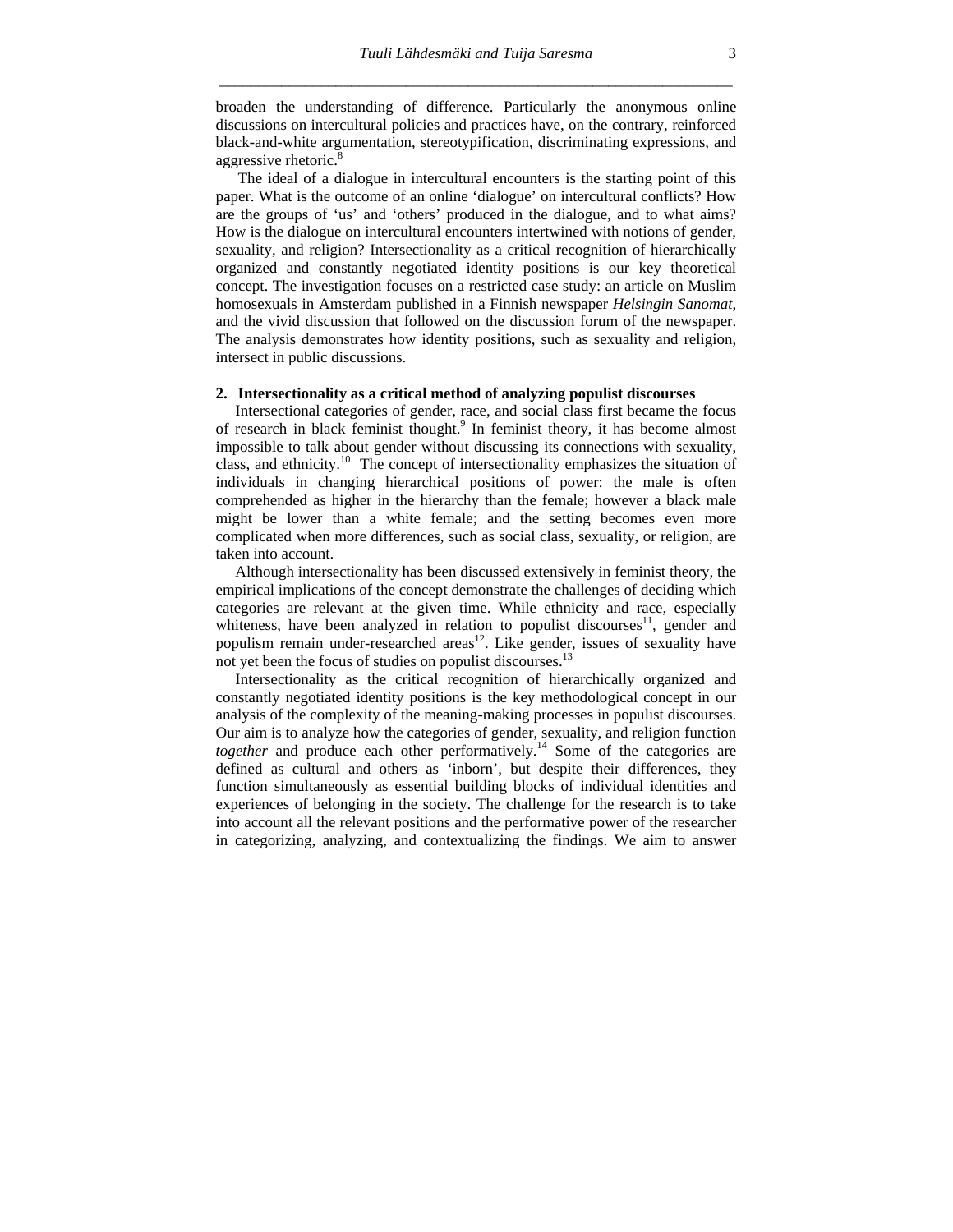broaden the understanding of difference. Particularly the anonymous online discussions on intercultural policies and practices have, on the contrary, reinforced black-and-white argumentation, stereotypification, discriminating expressions, and aggressive rhetoric.[8]

The ideal of a dialogue in intercultural encounters is the starting point of this paper. What is the outcome of an online 'dialogue' on intercultural conflicts? How are the groups of 'us' and 'others' produced in the dialogue, and to what aims? How is the dialogue on intercultural encounters intertwined with notions of gender, sexuality, and religion? Intersectionality as a critical recognition of hierarchically organized and constantly negotiated identity positions is our key theoretical concept. The investigation focuses on a restricted case study: an article on Muslim homosexuals in Amsterdam published in a Finnish newspaper *Helsingin Sanomat*, and the vivid discussion that followed on the discussion forum of the newspaper. The analysis demonstrates how identity positions, such as sexuality and religion, intersect in public discussions.

## 2. Intersectionality as a critical method of analyzing populist discourses

Intersectional categories of gender, race, and social class first became the focus of research in black feminist thought.[9] In feminist theory, it has become almost impossible to talk about gender without discussing its connections with sexuality, class, and ethnicity.[10] The concept of intersectionality emphasizes the situation of individuals in changing hierarchical positions of power: the male is often comprehended as higher in the hierarchy than the female; however a black male might be lower than a white female; and the setting becomes even more complicated when more differences, such as social class, sexuality, or religion, are taken into account.

Although intersectionality has been discussed extensively in feminist theory, the empirical implications of the concept demonstrate the challenges of deciding which categories are relevant at the given time. While ethnicity and race, especially whiteness, have been analyzed in relation to populist discourses[11], gender and populism remain under-researched areas[12]. Like gender, issues of sexuality have not yet been the focus of studies on populist discourses.[13]

Intersectionality as the critical recognition of hierarchically organized and constantly negotiated identity positions is the key methodological concept in our analysis of the complexity of the meaning-making processes in populist discourses. Our aim is to analyze how the categories of gender, sexuality, and religion function *together* and produce each other performatively.[14] Some of the categories are defined as cultural and others as 'inborn', but despite their differences, they function simultaneously as essential building blocks of individual identities and experiences of belonging in the society. The challenge for the research is to take into account all the relevant positions and the performative power of the researcher in categorizing, analyzing, and contextualizing the findings. We aim to answer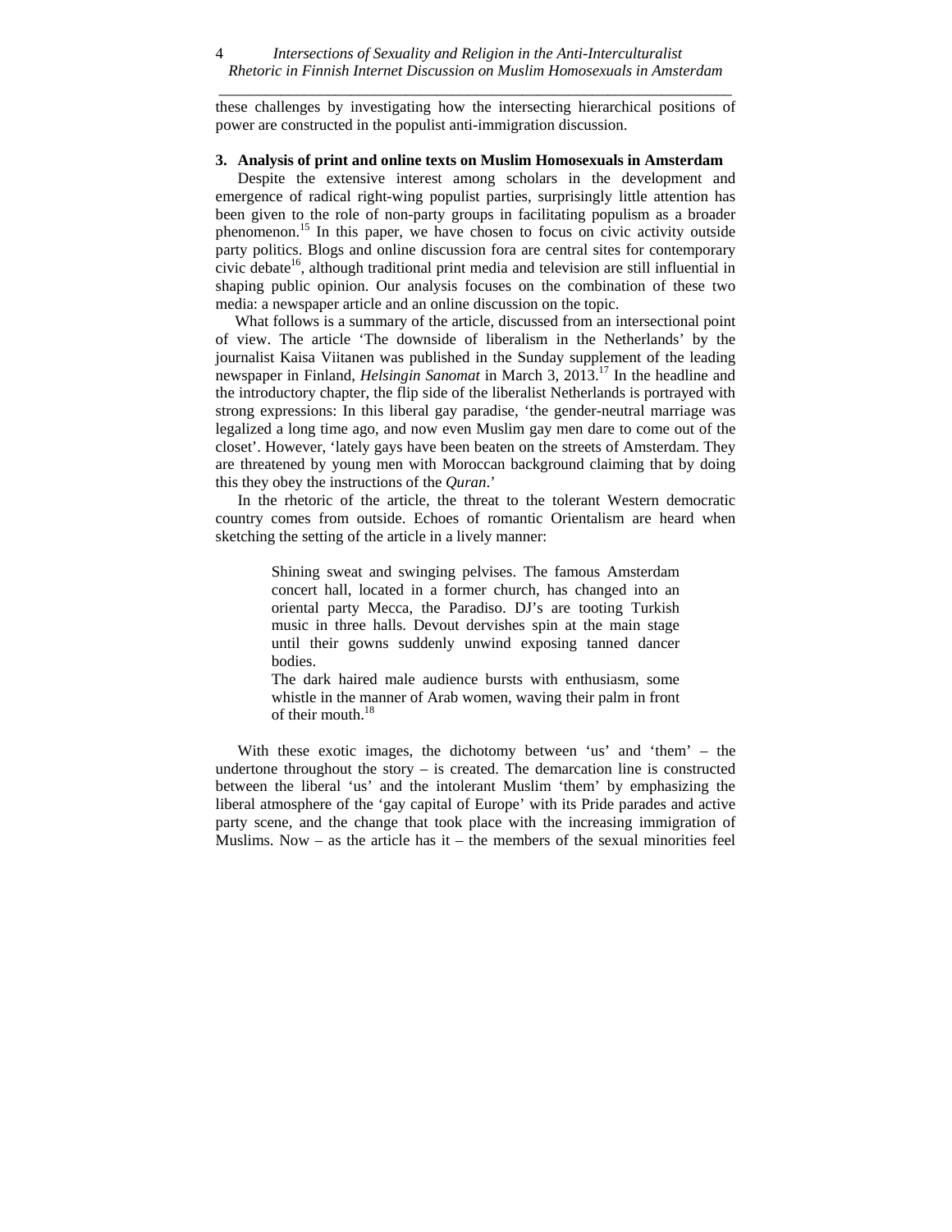these challenges by investigating how the intersecting hierarchical positions of power are constructed in the populist anti-immigration discussion.

## 3. Analysis of print and online texts on Muslim Homosexuals in Amsterdam

Despite the extensive interest among scholars in the development and emergence of radical right-wing populist parties, surprisingly little attention has been given to the role of non-party groups in facilitating populism as a broader phenomenon.[15] In this paper, we have chosen to focus on civic activity outside party politics. Blogs and online discussion fora are central sites for contemporary civic debate[16], although traditional print media and television are still influential in shaping public opinion. Our analysis focuses on the combination of these two media: a newspaper article and an online discussion on the topic.

What follows is a summary of the article, discussed from an intersectional point of view. The article 'The downside of liberalism in the Netherlands' by the journalist Kaisa Viitanen was published in the Sunday supplement of the leading newspaper in Finland, *Helsingin Sanomat* in March 3, 2013.[17] In the headline and the introductory chapter, the flip side of the liberalist Netherlands is portrayed with strong expressions: In this liberal gay paradise, 'the gender-neutral marriage was legalized a long time ago, and now even Muslim gay men dare to come out of the closet'. However, 'lately gays have been beaten on the streets of Amsterdam. They are threatened by young men with Moroccan background claiming that by doing this they obey the instructions of the *Quran*.'

In the rhetoric of the article, the threat to the tolerant Western democratic country comes from outside. Echoes of romantic Orientalism are heard when sketching the setting of the article in a lively manner:

> Shining sweat and swinging pelvises. The famous Amsterdam concert hall, located in a former church, has changed into an oriental party Mecca, the Paradiso. DJ's are tooting Turkish music in three halls. Devout dervishes spin at the main stage until their gowns suddenly unwind exposing tanned dancer bodies.
>
> The dark haired male audience bursts with enthusiasm, some whistle in the manner of Arab women, waving their palm in front of their mouth.[18]

With these exotic images, the dichotomy between 'us' and 'them' – the undertone throughout the story – is created. The demarcation line is constructed between the liberal 'us' and the intolerant Muslim 'them' by emphasizing the liberal atmosphere of the 'gay capital of Europe' with its Pride parades and active party scene, and the change that took place with the increasing immigration of Muslims. Now – as the article has it – the members of the sexual minorities feel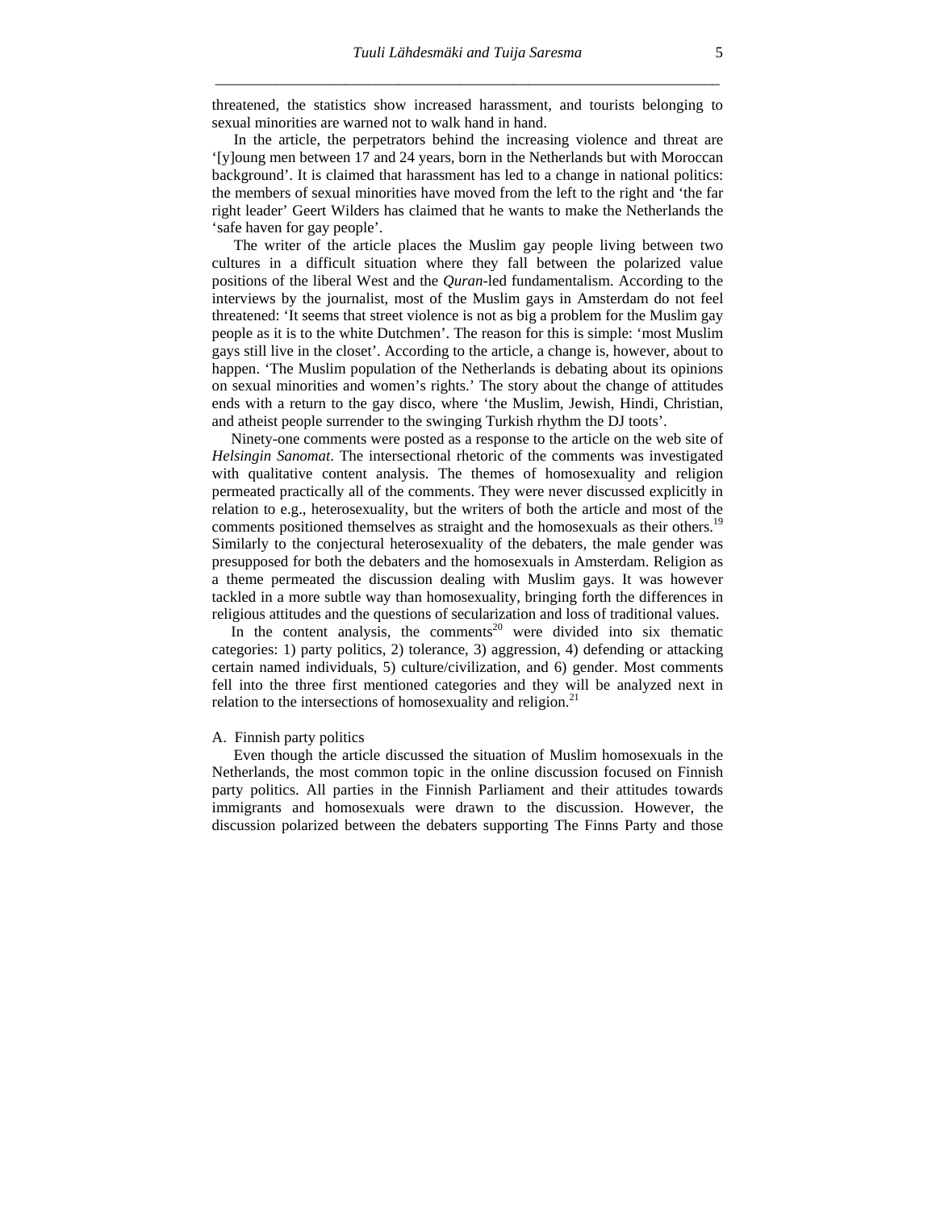threatened, the statistics show increased harassment, and tourists belonging to sexual minorities are warned not to walk hand in hand.

In the article, the perpetrators behind the increasing violence and threat are '[y]oung men between 17 and 24 years, born in the Netherlands but with Moroccan background'. It is claimed that harassment has led to a change in national politics: the members of sexual minorities have moved from the left to the right and 'the far right leader' Geert Wilders has claimed that he wants to make the Netherlands the 'safe haven for gay people'.

The writer of the article places the Muslim gay people living between two cultures in a difficult situation where they fall between the polarized value positions of the liberal West and the *Quran*-led fundamentalism. According to the interviews by the journalist, most of the Muslim gays in Amsterdam do not feel threatened: 'It seems that street violence is not as big a problem for the Muslim gay people as it is to the white Dutchmen'. The reason for this is simple: 'most Muslim gays still live in the closet'. According to the article, a change is, however, about to happen. 'The Muslim population of the Netherlands is debating about its opinions on sexual minorities and women's rights.' The story about the change of attitudes ends with a return to the gay disco, where 'the Muslim, Jewish, Hindi, Christian, and atheist people surrender to the swinging Turkish rhythm the DJ toots'.

Ninety-one comments were posted as a response to the article on the web site of *Helsingin Sanomat*. The intersectional rhetoric of the comments was investigated with qualitative content analysis. The themes of homosexuality and religion permeated practically all of the comments. They were never discussed explicitly in relation to e.g., heterosexuality, but the writers of both the article and most of the comments positioned themselves as straight and the homosexuals as their others.[19] Similarly to the conjectural heterosexuality of the debaters, the male gender was presupposed for both the debaters and the homosexuals in Amsterdam. Religion as a theme permeated the discussion dealing with Muslim gays. It was however tackled in a more subtle way than homosexuality, bringing forth the differences in religious attitudes and the questions of secularization and loss of traditional values.

In the content analysis, the comments[20] were divided into six thematic categories: 1) party politics, 2) tolerance, 3) aggression, 4) defending or attacking certain named individuals, 5) culture/civilization, and 6) gender. Most comments fell into the three first mentioned categories and they will be analyzed next in relation to the intersections of homosexuality and religion.[21]

A. Finnish party politics

Even though the article discussed the situation of Muslim homosexuals in the Netherlands, the most common topic in the online discussion focused on Finnish party politics. All parties in the Finnish Parliament and their attitudes towards immigrants and homosexuals were drawn to the discussion. However, the discussion polarized between the debaters supporting The Finns Party and those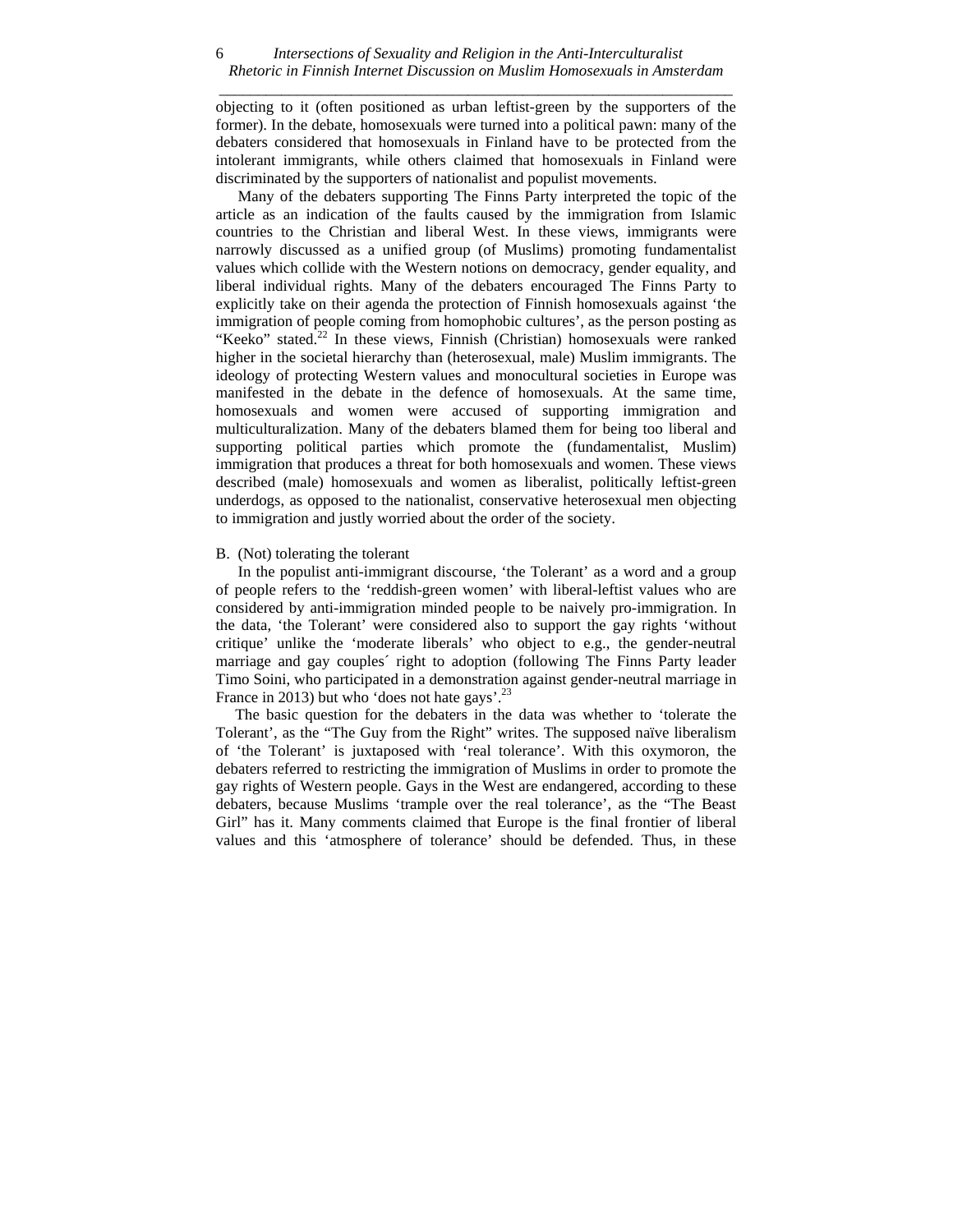objecting to it (often positioned as urban leftist-green by the supporters of the former). In the debate, homosexuals were turned into a political pawn: many of the debaters considered that homosexuals in Finland have to be protected from the intolerant immigrants, while others claimed that homosexuals in Finland were discriminated by the supporters of nationalist and populist movements.

Many of the debaters supporting The Finns Party interpreted the topic of the article as an indication of the faults caused by the immigration from Islamic countries to the Christian and liberal West. In these views, immigrants were narrowly discussed as a unified group (of Muslims) promoting fundamentalist values which collide with the Western notions on democracy, gender equality, and liberal individual rights. Many of the debaters encouraged The Finns Party to explicitly take on their agenda the protection of Finnish homosexuals against 'the immigration of people coming from homophobic cultures', as the person posting as "Keeko" stated.[22] In these views, Finnish (Christian) homosexuals were ranked higher in the societal hierarchy than (heterosexual, male) Muslim immigrants. The ideology of protecting Western values and monocultural societies in Europe was manifested in the debate in the defence of homosexuals. At the same time, homosexuals and women were accused of supporting immigration and multiculturalization. Many of the debaters blamed them for being too liberal and supporting political parties which promote the (fundamentalist, Muslim) immigration that produces a threat for both homosexuals and women. These views described (male) homosexuals and women as liberalist, politically leftist-green underdogs, as opposed to the nationalist, conservative heterosexual men objecting to immigration and justly worried about the order of the society.

B. (Not) tolerating the tolerant

In the populist anti-immigrant discourse, 'the Tolerant' as a word and a group of people refers to the 'reddish-green women' with liberal-leftist values who are considered by anti-immigration minded people to be naively pro-immigration. In the data, 'the Tolerant' were considered also to support the gay rights 'without critique' unlike the 'moderate liberals' who object to e.g., the gender-neutral marriage and gay couples´ right to adoption (following The Finns Party leader Timo Soini, who participated in a demonstration against gender-neutral marriage in France in 2013) but who 'does not hate gays'.[23]

The basic question for the debaters in the data was whether to 'tolerate the Tolerant', as the "The Guy from the Right" writes. The supposed naïve liberalism of 'the Tolerant' is juxtaposed with 'real tolerance'. With this oxymoron, the debaters referred to restricting the immigration of Muslims in order to promote the gay rights of Western people. Gays in the West are endangered, according to these debaters, because Muslims 'trample over the real tolerance', as the "The Beast Girl" has it. Many comments claimed that Europe is the final frontier of liberal values and this 'atmosphere of tolerance' should be defended. Thus, in these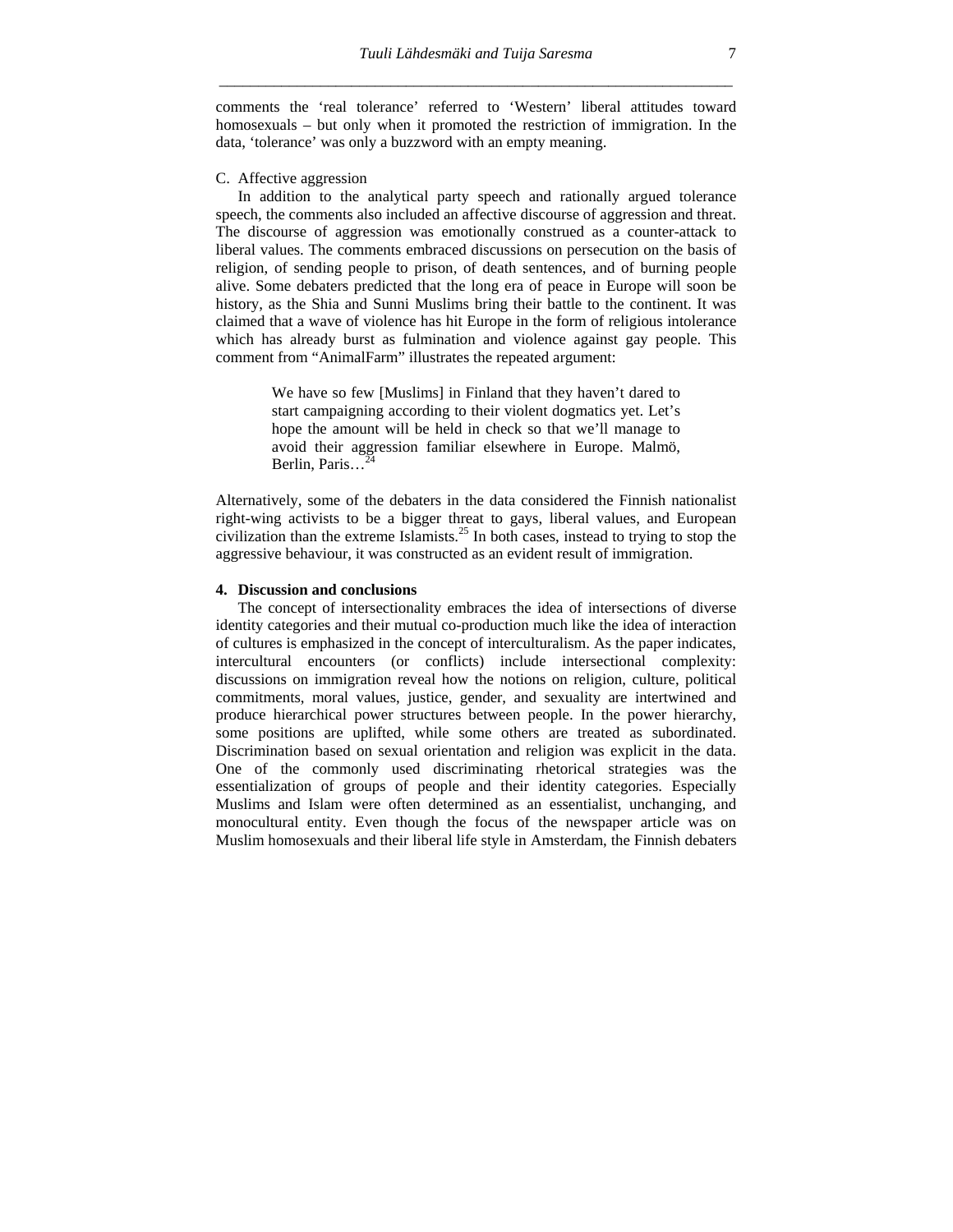comments the 'real tolerance' referred to 'Western' liberal attitudes toward homosexuals – but only when it promoted the restriction of immigration. In the data, 'tolerance' was only a buzzword with an empty meaning.

C. Affective aggression

In addition to the analytical party speech and rationally argued tolerance speech, the comments also included an affective discourse of aggression and threat. The discourse of aggression was emotionally construed as a counter-attack to liberal values. The comments embraced discussions on persecution on the basis of religion, of sending people to prison, of death sentences, and of burning people alive. Some debaters predicted that the long era of peace in Europe will soon be history, as the Shia and Sunni Muslims bring their battle to the continent. It was claimed that a wave of violence has hit Europe in the form of religious intolerance which has already burst as fulmination and violence against gay people. This comment from "AnimalFarm" illustrates the repeated argument:

> We have so few [Muslims] in Finland that they haven't dared to start campaigning according to their violent dogmatics yet. Let's hope the amount will be held in check so that we'll manage to avoid their aggression familiar elsewhere in Europe. Malmö, Berlin, Paris…[24]

Alternatively, some of the debaters in the data considered the Finnish nationalist right-wing activists to be a bigger threat to gays, liberal values, and European civilization than the extreme Islamists.[25] In both cases, instead to trying to stop the aggressive behaviour, it was constructed as an evident result of immigration.

## 4. Discussion and conclusions

The concept of intersectionality embraces the idea of intersections of diverse identity categories and their mutual co-production much like the idea of interaction of cultures is emphasized in the concept of interculturalism. As the paper indicates, intercultural encounters (or conflicts) include intersectional complexity: discussions on immigration reveal how the notions on religion, culture, political commitments, moral values, justice, gender, and sexuality are intertwined and produce hierarchical power structures between people. In the power hierarchy, some positions are uplifted, while some others are treated as subordinated. Discrimination based on sexual orientation and religion was explicit in the data. One of the commonly used discriminating rhetorical strategies was the essentialization of groups of people and their identity categories. Especially Muslims and Islam were often determined as an essentialist, unchanging, and monocultural entity. Even though the focus of the newspaper article was on Muslim homosexuals and their liberal life style in Amsterdam, the Finnish debaters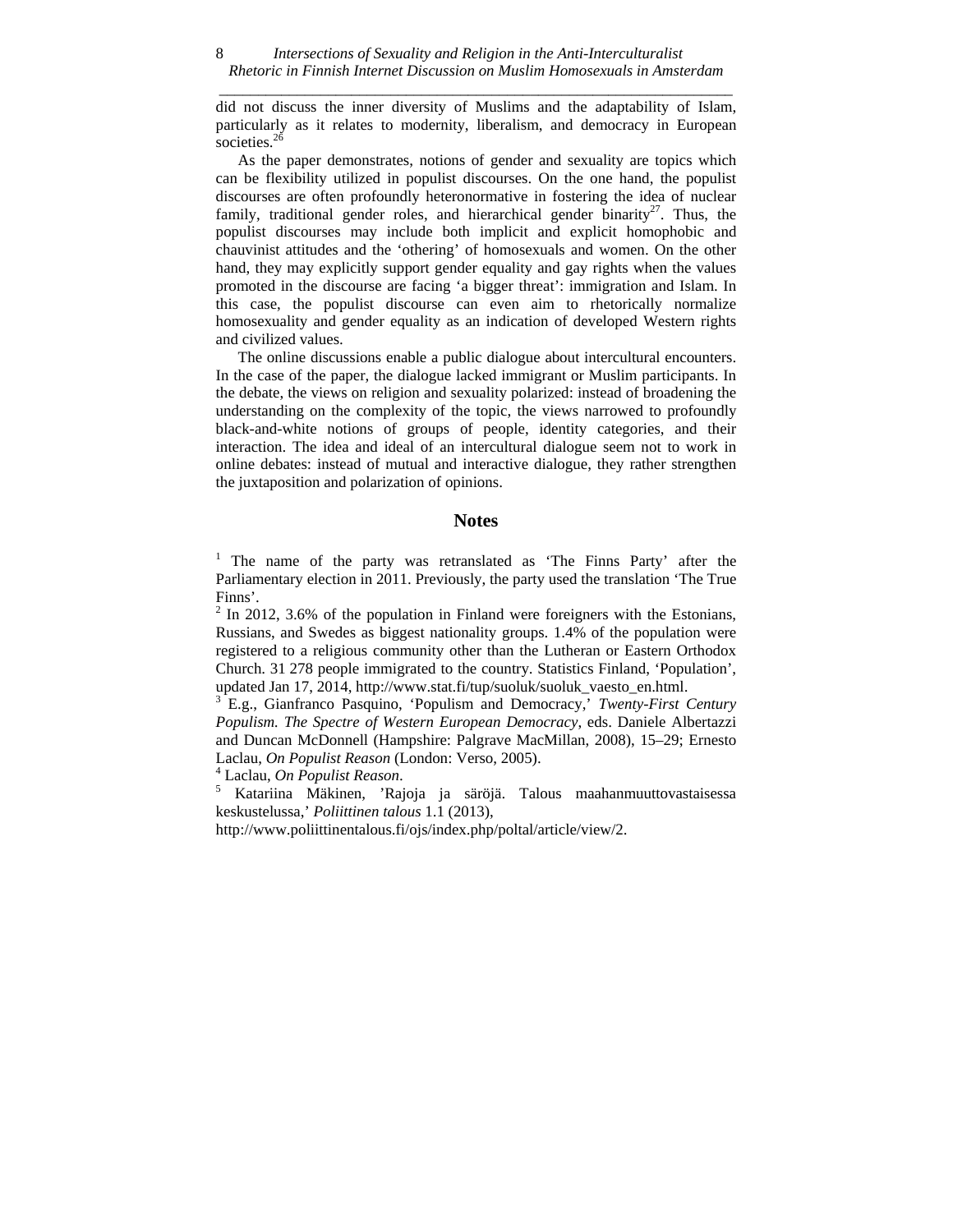did not discuss the inner diversity of Muslims and the adaptability of Islam, particularly as it relates to modernity, liberalism, and democracy in European societies.[26]

As the paper demonstrates, notions of gender and sexuality are topics which can be flexibility utilized in populist discourses. On the one hand, the populist discourses are often profoundly heteronormative in fostering the idea of nuclear family, traditional gender roles, and hierarchical gender binarity[27]. Thus, the populist discourses may include both implicit and explicit homophobic and chauvinist attitudes and the 'othering' of homosexuals and women. On the other hand, they may explicitly support gender equality and gay rights when the values promoted in the discourse are facing 'a bigger threat': immigration and Islam. In this case, the populist discourse can even aim to rhetorically normalize homosexuality and gender equality as an indication of developed Western rights and civilized values.

The online discussions enable a public dialogue about intercultural encounters. In the case of the paper, the dialogue lacked immigrant or Muslim participants. In the debate, the views on religion and sexuality polarized: instead of broadening the understanding on the complexity of the topic, the views narrowed to profoundly black-and-white notions of groups of people, identity categories, and their interaction. The idea and ideal of an intercultural dialogue seem not to work in online debates: instead of mutual and interactive dialogue, they rather strengthen the juxtaposition and polarization of opinions.

## Notes

[1] The name of the party was retranslated as 'The Finns Party' after the Parliamentary election in 2011. Previously, the party used the translation 'The True Finns'.

[2] In 2012, 3.6% of the population in Finland were foreigners with the Estonians, Russians, and Swedes as biggest nationality groups. 1.4% of the population were registered to a religious community other than the Lutheran or Eastern Orthodox Church. 31 278 people immigrated to the country. Statistics Finland, 'Population', updated Jan 17, 2014, http://www.stat.fi/tup/suoluk/suoluk_vaesto_en.html.

[3] E.g., Gianfranco Pasquino, 'Populism and Democracy,' *Twenty-First Century Populism. The Spectre of Western European Democracy*, eds. Daniele Albertazzi and Duncan McDonnell (Hampshire: Palgrave MacMillan, 2008), 15–29; Ernesto Laclau, *On Populist Reason* (London: Verso, 2005).

[4] Laclau, *On Populist Reason*.

[5] Katariina Mäkinen, 'Rajoja ja säröjä. Talous maahanmuuttovastaisessa keskustelussa,' *Poliittinen talous* 1.1 (2013), http://www.poliittinentalous.fi/ojs/index.php/poltal/article/view/2.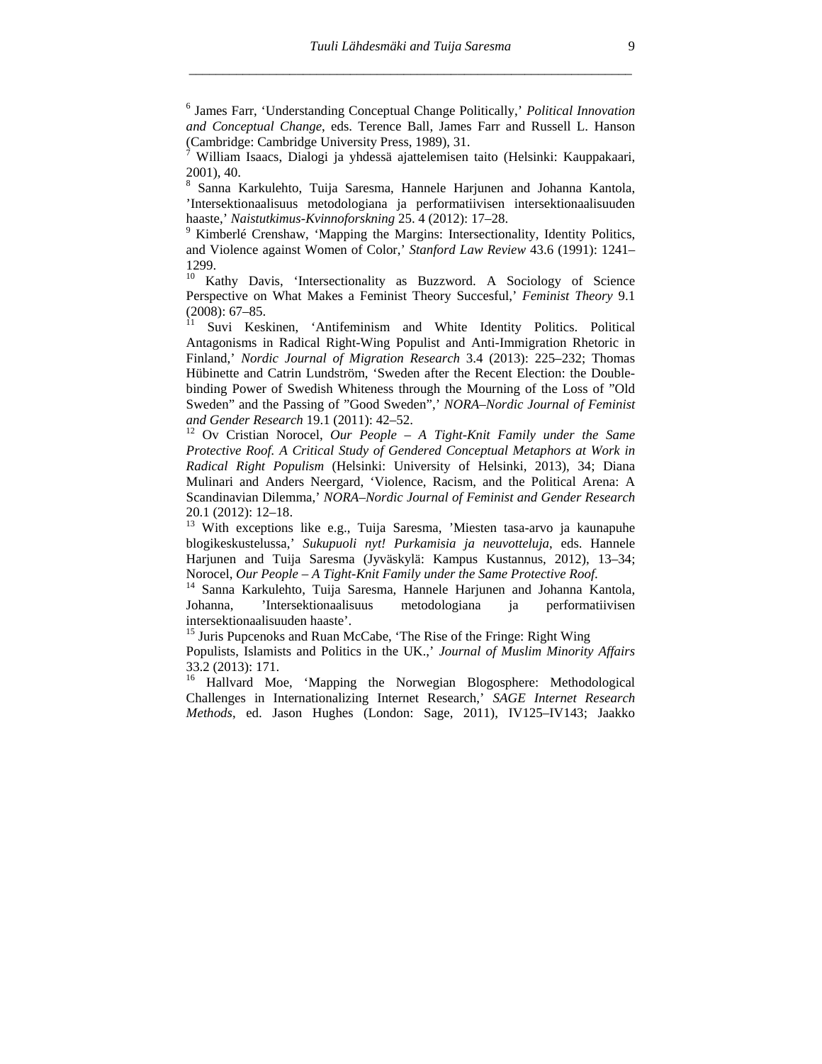[6] James Farr, 'Understanding Conceptual Change Politically,' *Political Innovation and Conceptual Change*, eds. Terence Ball, James Farr and Russell L. Hanson (Cambridge: Cambridge University Press, 1989), 31.

[7] William Isaacs, Dialogi ja yhdessä ajattelemisen taito (Helsinki: Kauppakaari, 2001), 40.

[8] Sanna Karkulehto, Tuija Saresma, Hannele Harjunen and Johanna Kantola, 'Intersektionaalisuus metodologiana ja performatiivisen intersektionaalisuuden haaste,' *Naistutkimus-Kvinnoforskning* 25. 4 (2012): 17–28.

[9] Kimberlé Crenshaw, 'Mapping the Margins: Intersectionality, Identity Politics, and Violence against Women of Color,' *Stanford Law Review* 43.6 (1991): 1241–1299.

[10] Kathy Davis, 'Intersectionality as Buzzword. A Sociology of Science Perspective on What Makes a Feminist Theory Succesful,' *Feminist Theory* 9.1 (2008): 67–85.

[11] Suvi Keskinen, 'Antifeminism and White Identity Politics. Political Antagonisms in Radical Right-Wing Populist and Anti-Immigration Rhetoric in Finland,' *Nordic Journal of Migration Research* 3.4 (2013): 225–232; Thomas Hübinette and Catrin Lundström, 'Sweden after the Recent Election: the Double-binding Power of Swedish Whiteness through the Mourning of the Loss of "Old Sweden" and the Passing of "Good Sweden",' *NORA–Nordic Journal of Feminist and Gender Research* 19.1 (2011): 42–52.

[12] Ov Cristian Norocel, *Our People – A Tight-Knit Family under the Same Protective Roof. A Critical Study of Gendered Conceptual Metaphors at Work in Radical Right Populism* (Helsinki: University of Helsinki, 2013), 34; Diana Mulinari and Anders Neergard, 'Violence, Racism, and the Political Arena: A Scandinavian Dilemma,' *NORA–Nordic Journal of Feminist and Gender Research* 20.1 (2012): 12–18.

[13] With exceptions like e.g., Tuija Saresma, 'Miesten tasa-arvo ja kaunapuhe blogikeskustelussa,' *Sukupuoli nyt! Purkamisia ja neuvotteluja*, eds. Hannele Harjunen and Tuija Saresma (Jyväskylä: Kampus Kustannus, 2012), 13–34; Norocel, *Our People – A Tight-Knit Family under the Same Protective Roof.*

[14] Sanna Karkulehto, Tuija Saresma, Hannele Harjunen and Johanna Kantola, Johanna, 'Intersektionaalisuus metodologiana ja performatiivisen intersektionaalisuuden haaste'.

[15] Juris Pupcenoks and Ruan McCabe, 'The Rise of the Fringe: Right Wing Populists, Islamists and Politics in the UK.,' *Journal of Muslim Minority Affairs* 33.2 (2013): 171.

[16] Hallvard Moe, 'Mapping the Norwegian Blogosphere: Methodological Challenges in Internationalizing Internet Research,' *SAGE Internet Research Methods*, ed. Jason Hughes (London: Sage, 2011), IV125–IV143; Jaakko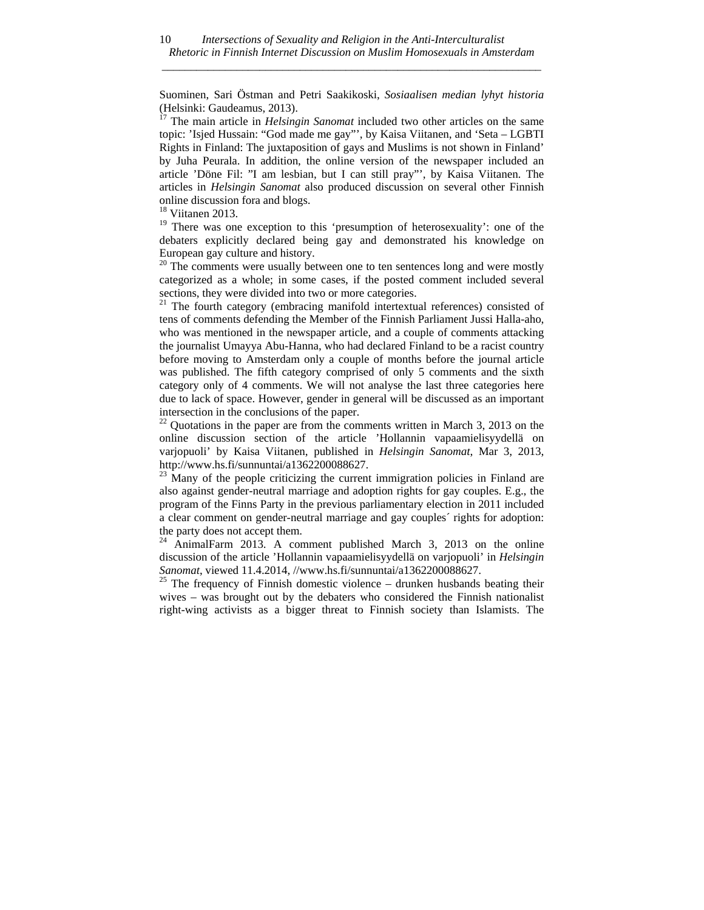Suominen, Sari Östman and Petri Saakikoski, *Sosiaalisen median lyhyt historia* (Helsinki: Gaudeamus, 2013).

[17] The main article in *Helsingin Sanomat* included two other articles on the same topic: 'Isjed Hussain: "God made me gay"', by Kaisa Viitanen, and 'Seta – LGBTI Rights in Finland: The juxtaposition of gays and Muslims is not shown in Finland' by Juha Peurala. In addition, the online version of the newspaper included an article 'Döne Fil: "I am lesbian, but I can still pray"', by Kaisa Viitanen. The articles in *Helsingin Sanomat* also produced discussion on several other Finnish online discussion fora and blogs.

[18] Viitanen 2013.

[19] There was one exception to this 'presumption of heterosexuality': one of the debaters explicitly declared being gay and demonstrated his knowledge on European gay culture and history.

[20] The comments were usually between one to ten sentences long and were mostly categorized as a whole; in some cases, if the posted comment included several sections, they were divided into two or more categories.

[21] The fourth category (embracing manifold intertextual references) consisted of tens of comments defending the Member of the Finnish Parliament Jussi Halla-aho, who was mentioned in the newspaper article, and a couple of comments attacking the journalist Umayya Abu-Hanna, who had declared Finland to be a racist country before moving to Amsterdam only a couple of months before the journal article was published. The fifth category comprised of only 5 comments and the sixth category only of 4 comments. We will not analyse the last three categories here due to lack of space. However, gender in general will be discussed as an important intersection in the conclusions of the paper.

[22] Quotations in the paper are from the comments written in March 3, 2013 on the online discussion section of the article 'Hollannin vapaamielisyydellä on varjopuoli' by Kaisa Viitanen, published in *Helsingin Sanomat*, Mar 3, 2013, http://www.hs.fi/sunnuntai/a1362200088627.

[23] Many of the people criticizing the current immigration policies in Finland are also against gender-neutral marriage and adoption rights for gay couples. E.g., the program of the Finns Party in the previous parliamentary election in 2011 included a clear comment on gender-neutral marriage and gay couples´ rights for adoption: the party does not accept them.

[24] AnimalFarm 2013. A comment published March 3, 2013 on the online discussion of the article 'Hollannin vapaamielisyydellä on varjopuoli' in *Helsingin Sanomat*, viewed 11.4.2014, //www.hs.fi/sunnuntai/a1362200088627.

[25] The frequency of Finnish domestic violence – drunken husbands beating their wives – was brought out by the debaters who considered the Finnish nationalist right-wing activists as a bigger threat to Finnish society than Islamists. The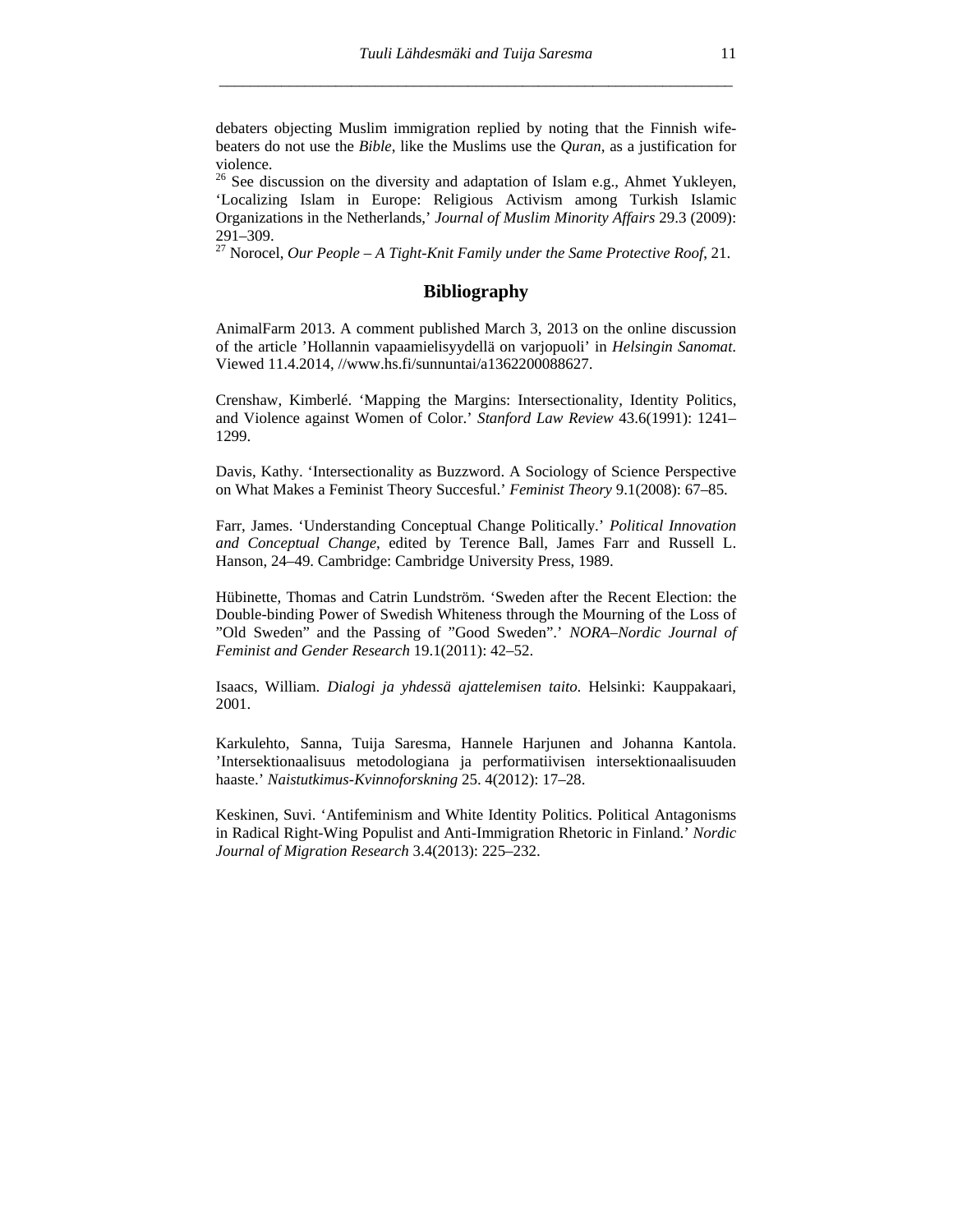debaters objecting Muslim immigration replied by noting that the Finnish wife-beaters do not use the *Bible*, like the Muslims use the *Quran*, as a justification for violence.

[26] See discussion on the diversity and adaptation of Islam e.g., Ahmet Yukleyen, 'Localizing Islam in Europe: Religious Activism among Turkish Islamic Organizations in the Netherlands,' *Journal of Muslim Minority Affairs* 29.3 (2009): 291–309.

[27] Norocel, *Our People – A Tight-Knit Family under the Same Protective Roof*, 21.

## Bibliography

AnimalFarm 2013. A comment published March 3, 2013 on the online discussion of the article 'Hollannin vapaamielisyydellä on varjopuoli' in *Helsingin Sanomat*. Viewed 11.4.2014, //www.hs.fi/sunnuntai/a1362200088627.

Crenshaw, Kimberlé. 'Mapping the Margins: Intersectionality, Identity Politics, and Violence against Women of Color.' *Stanford Law Review* 43.6(1991): 1241–1299.

Davis, Kathy. 'Intersectionality as Buzzword. A Sociology of Science Perspective on What Makes a Feminist Theory Succesful.' *Feminist Theory* 9.1(2008): 67–85.

Farr, James. 'Understanding Conceptual Change Politically.' *Political Innovation and Conceptual Change*, edited by Terence Ball, James Farr and Russell L. Hanson, 24–49. Cambridge: Cambridge University Press, 1989.

Hübinette, Thomas and Catrin Lundström. 'Sweden after the Recent Election: the Double-binding Power of Swedish Whiteness through the Mourning of the Loss of "Old Sweden" and the Passing of "Good Sweden".' *NORA–Nordic Journal of Feminist and Gender Research* 19.1(2011): 42–52.

Isaacs, William. *Dialogi ja yhdessä ajattelemisen taito*. Helsinki: Kauppakaari, 2001.

Karkulehto, Sanna, Tuija Saresma, Hannele Harjunen and Johanna Kantola. 'Intersektionaalisuus metodologiana ja performatiivisen intersektionaalisuuden haaste.' *Naistutkimus-Kvinnoforskning* 25. 4(2012): 17–28.

Keskinen, Suvi. 'Antifeminism and White Identity Politics. Political Antagonisms in Radical Right-Wing Populist and Anti-Immigration Rhetoric in Finland.' *Nordic Journal of Migration Research* 3.4(2013): 225–232.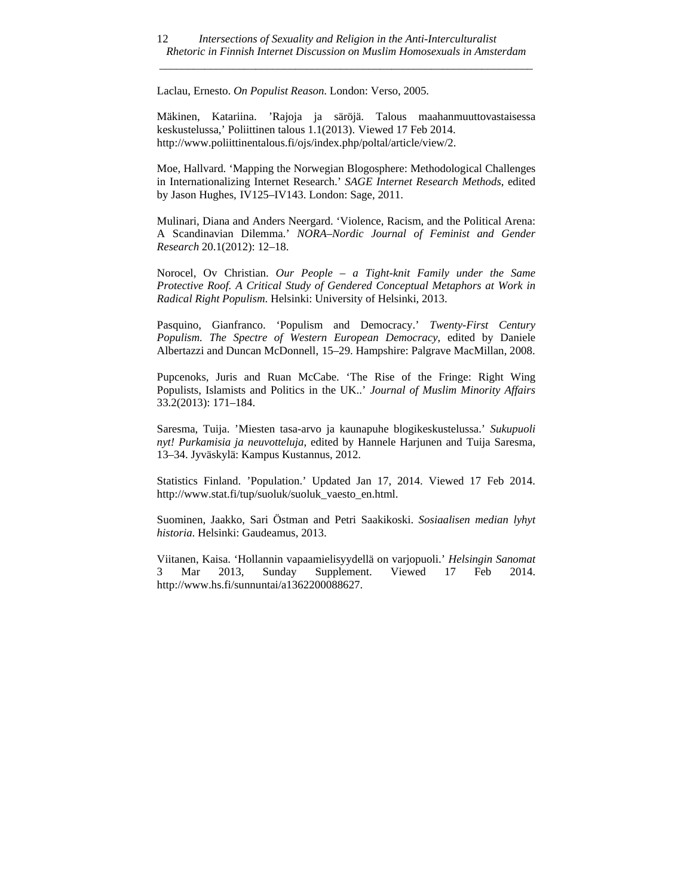Laclau, Ernesto. *On Populist Reason*. London: Verso, 2005.

Mäkinen, Katariina. ’Rajoja ja säröjä. Talous maahanmuuttovastaisessa keskustelussa,’ Poliittinen talous 1.1(2013). Viewed 17 Feb 2014. http://www.poliittinentalous.fi/ojs/index.php/poltal/article/view/2.

Moe, Hallvard. ‘Mapping the Norwegian Blogosphere: Methodological Challenges in Internationalizing Internet Research.’ *SAGE Internet Research Methods*, edited by Jason Hughes, IV125–IV143. London: Sage, 2011.

Mulinari, Diana and Anders Neergard. ‘Violence, Racism, and the Political Arena: A Scandinavian Dilemma.’ *NORA–Nordic Journal of Feminist and Gender Research* 20.1(2012): 12–18.

Norocel, Ov Christian. *Our People – a Tight-knit Family under the Same Protective Roof. A Critical Study of Gendered Conceptual Metaphors at Work in Radical Right Populism*. Helsinki: University of Helsinki, 2013.

Pasquino, Gianfranco. ‘Populism and Democracy.’ *Twenty-First Century Populism. The Spectre of Western European Democracy*, edited by Daniele Albertazzi and Duncan McDonnell, 15–29. Hampshire: Palgrave MacMillan, 2008.

Pupcenoks, Juris and Ruan McCabe. ‘The Rise of the Fringe: Right Wing Populists, Islamists and Politics in the UK..’ *Journal of Muslim Minority Affairs* 33.2(2013): 171–184.

Saresma, Tuija. ’Miesten tasa-arvo ja kaunapuhe blogikeskustelussa.’ *Sukupuoli nyt! Purkamisia ja neuvotteluja*, edited by Hannele Harjunen and Tuija Saresma, 13–34. Jyväskylä: Kampus Kustannus, 2012.

Statistics Finland. ’Population.’ Updated Jan 17, 2014. Viewed 17 Feb 2014. http://www.stat.fi/tup/suoluk/suoluk_vaesto_en.html.

Suominen, Jaakko, Sari Östman and Petri Saakikoski. *Sosiaalisen median lyhyt historia*. Helsinki: Gaudeamus, 2013.

Viitanen, Kaisa. ‘Hollannin vapaamielisyydellä on varjopuoli.’ *Helsingin Sanomat* 3 Mar 2013, Sunday Supplement. Viewed 17 Feb 2014. http://www.hs.fi/sunnuntai/a1362200088627.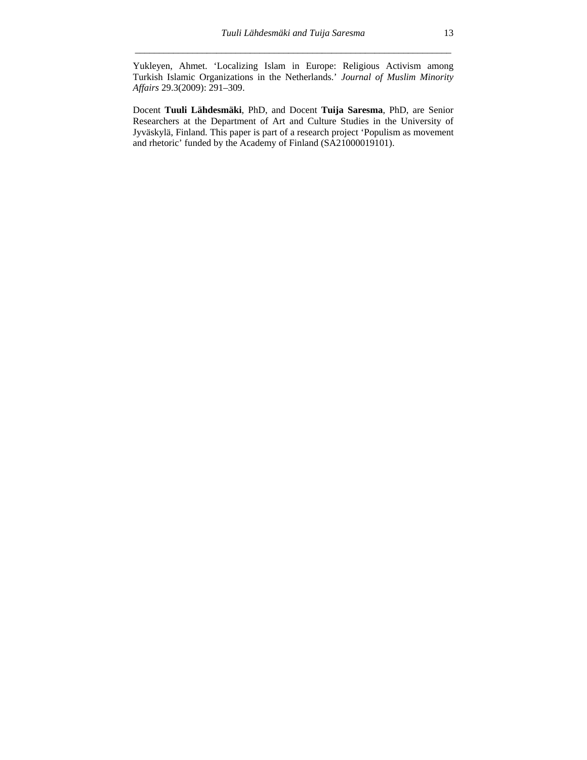Yukleyen, Ahmet. ‘Localizing Islam in Europe: Religious Activism among Turkish Islamic Organizations in the Netherlands.’ *Journal of Muslim Minority Affairs* 29.3(2009): 291–309.

Docent **Tuuli Lähdesmäki**, PhD, and Docent **Tuija Saresma**, PhD, are Senior Researchers at the Department of Art and Culture Studies in the University of Jyväskylä, Finland. This paper is part of a research project ‘Populism as movement and rhetoric’ funded by the Academy of Finland (SA21000019101).